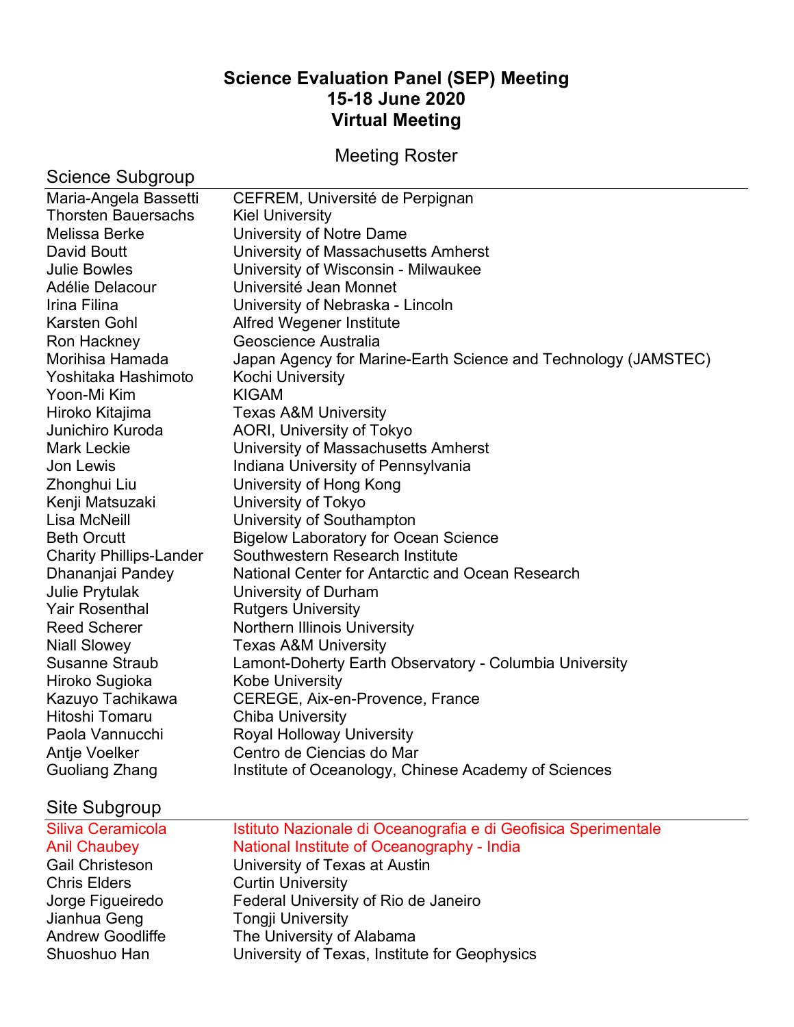**Science Evaluation Panel (SEP) Meeting**
**15-18 June 2020**
**Virtual Meeting**

Meeting Roster

## Science Subgroup

| | |
|---|---|
| Maria-Angela Bassetti | CEFREM, Université de Perpignan |
| Thorsten Bauersachs | Kiel University |
| Melissa Berke | University of Notre Dame |
| David Boutt | University of Massachusetts Amherst |
| Julie Bowles | University of Wisconsin - Milwaukee |
| Adélie Delacour | Université Jean Monnet |
| Irina Filina | University of Nebraska - Lincoln |
| Karsten Gohl | Alfred Wegener Institute |
| Ron Hackney | Geoscience Australia |
| Morihisa Hamada | Japan Agency for Marine-Earth Science and Technology (JAMSTEC) |
| Yoshitaka Hashimoto | Kochi University |
| Yoon-Mi Kim | KIGAM |
| Hiroko Kitajima | Texas A&M University |
| Junichiro Kuroda | AORI, University of Tokyo |
| Mark Leckie | University of Massachusetts Amherst |
| Jon Lewis | Indiana University of Pennsylvania |
| Zhonghui Liu | University of Hong Kong |
| Kenji Matsuzaki | University of Tokyo |
| Lisa McNeill | University of Southampton |
| Beth Orcutt | Bigelow Laboratory for Ocean Science |
| Charity Phillips-Lander | Southwestern Research Institute |
| Dhananjai Pandey | National Center for Antarctic and Ocean Research |
| Julie Prytulak | University of Durham |
| Yair Rosenthal | Rutgers University |
| Reed Scherer | Northern Illinois University |
| Niall Slowey | Texas A&M University |
| Susanne Straub | Lamont-Doherty Earth Observatory - Columbia University |
| Hiroko Sugioka | Kobe University |
| Kazuyo Tachikawa | CEREGE, Aix-en-Provence, France |
| Hitoshi Tomaru | Chiba University |
| Paola Vannucchi | Royal Holloway University |
| Antje Voelker | Centro de Ciencias do Mar |
| Guoliang Zhang | Institute of Oceanology, Chinese Academy of Sciences |

## Site Subgroup

| | |
|---|---|
| Siliva Ceramicola | Istituto Nazionale di Oceanografia e di Geofisica Sperimentale |
| Anil Chaubey | National Institute of Oceanography - India |
| Gail Christeson | University of Texas at Austin |
| Chris Elders | Curtin University |
| Jorge Figueiredo | Federal University of Rio de Janeiro |
| Jianhua Geng | Tongji University |
| Andrew Goodliffe | The University of Alabama |
| Shuoshuo Han | University of Texas, Institute for Geophysics |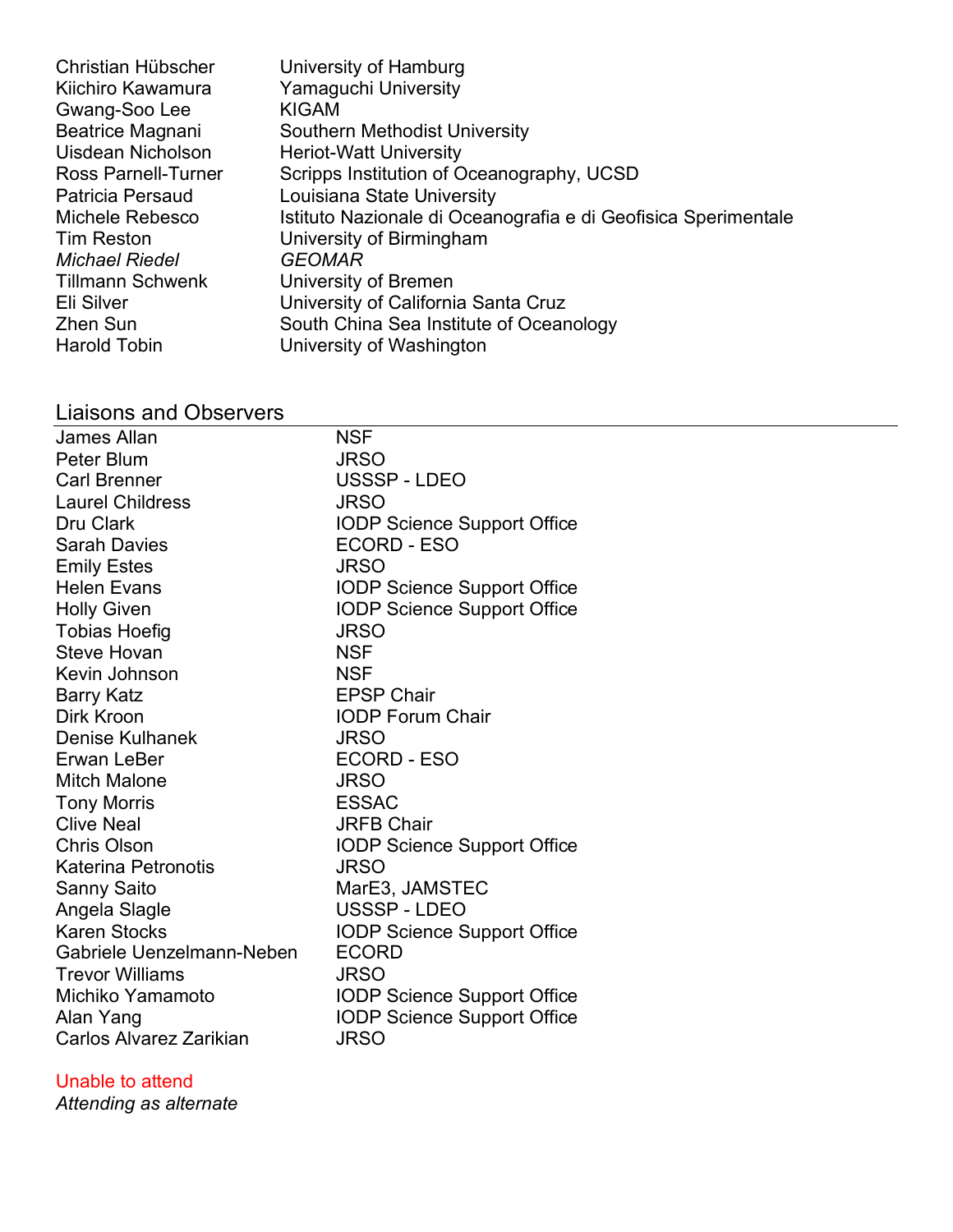| | |
|---|---|
| Christian Hübscher | University of Hamburg |
| Kiichiro Kawamura | Yamaguchi University |
| Gwang-Soo Lee | KIGAM |
| Beatrice Magnani | Southern Methodist University |
| Uisdean Nicholson | Heriot-Watt University |
| Ross Parnell-Turner | Scripps Institution of Oceanography, UCSD |
| Patricia Persaud | Louisiana State University |
| Michele Rebesco | Istituto Nazionale di Oceanografia e di Geofisica Sperimentale |
| Tim Reston | University of Birmingham |
| *Michael Riedel* | *GEOMAR* |
| Tillmann Schwenk | University of Bremen |
| Eli Silver | University of California Santa Cruz |
| Zhen Sun | South China Sea Institute of Oceanology |
| Harold Tobin | University of Washington |

## Liaisons and Observers

| | |
|---|---|
| James Allan | NSF |
| Peter Blum | JRSO |
| Carl Brenner | USSSP - LDEO |
| Laurel Childress | JRSO |
| Dru Clark | IODP Science Support Office |
| Sarah Davies | ECORD - ESO |
| Emily Estes | JRSO |
| Helen Evans | IODP Science Support Office |
| Holly Given | IODP Science Support Office |
| Tobias Hoefig | JRSO |
| Steve Hovan | NSF |
| Kevin Johnson | NSF |
| Barry Katz | EPSP Chair |
| Dirk Kroon | IODP Forum Chair |
| Denise Kulhanek | JRSO |
| Erwan LeBer | ECORD - ESO |
| Mitch Malone | JRSO |
| Tony Morris | ESSAC |
| Clive Neal | JRFB Chair |
| Chris Olson | IODP Science Support Office |
| Katerina Petronotis | JRSO |
| Sanny Saito | MarE3, JAMSTEC |
| Angela Slagle | USSSP - LDEO |
| Karen Stocks | IODP Science Support Office |
| Gabriele Uenzelmann-Neben | ECORD |
| Trevor Williams | JRSO |
| Michiko Yamamoto | IODP Science Support Office |
| Alan Yang | IODP Science Support Office |
| Carlos Alvarez Zarikian | JRSO |

Unable to attend

*Attending as alternate*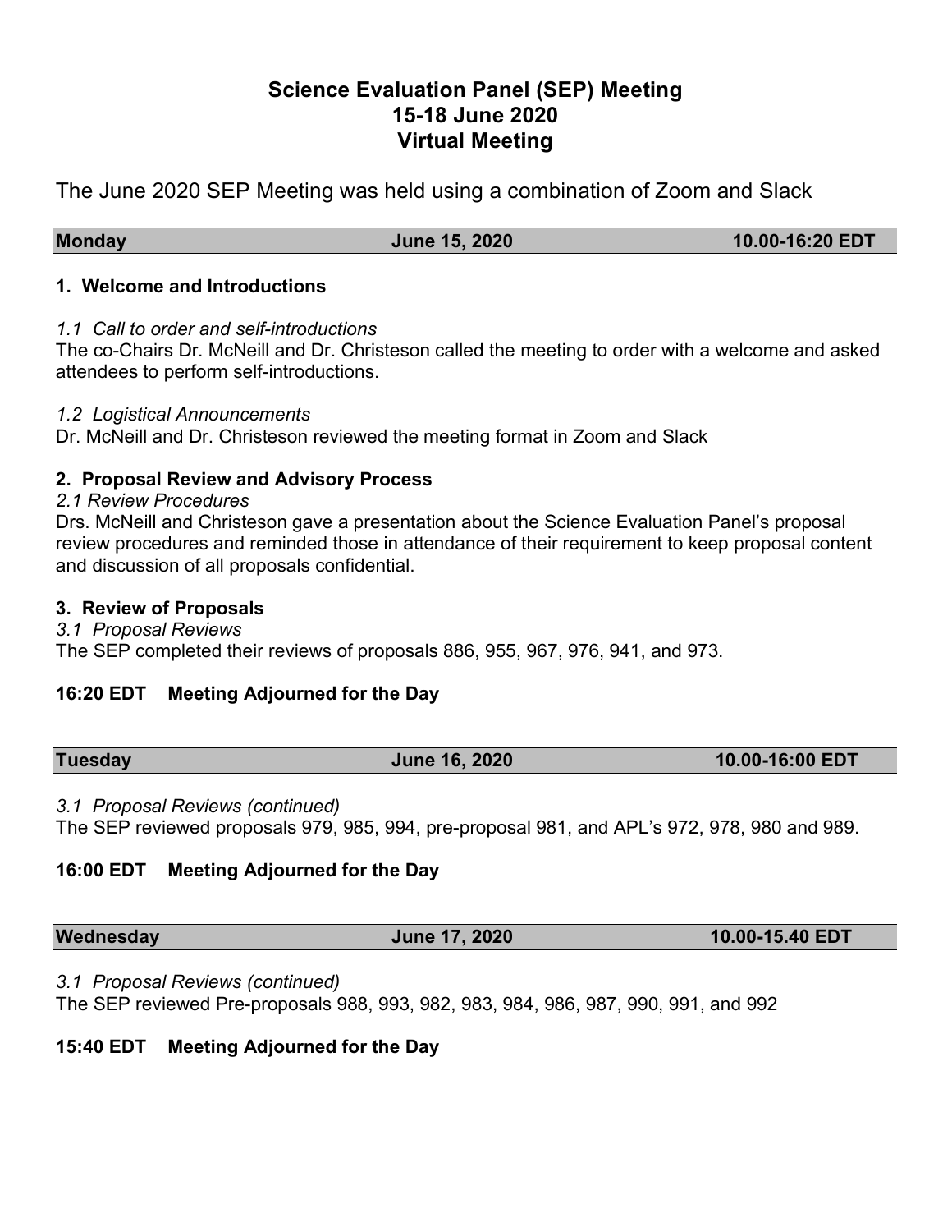# Science Evaluation Panel (SEP) Meeting
# 15-18 June 2020
# Virtual Meeting

The June 2020 SEP Meeting was held using a combination of Zoom and Slack

| **Monday** | **June 15, 2020** | **10.00-16:20 EDT** |
|---|---|---|

### 1. Welcome and Introductions

*1.1 Call to order and self-introductions*
The co-Chairs Dr. McNeill and Dr. Christeson called the meeting to order with a welcome and asked attendees to perform self-introductions.

*1.2 Logistical Announcements*
Dr. McNeill and Dr. Christeson reviewed the meeting format in Zoom and Slack

### 2. Proposal Review and Advisory Process

*2.1 Review Procedures*
Drs. McNeill and Christeson gave a presentation about the Science Evaluation Panel's proposal review procedures and reminded those in attendance of their requirement to keep proposal content and discussion of all proposals confidential.

### 3. Review of Proposals

*3.1 Proposal Reviews*
The SEP completed their reviews of proposals 886, 955, 967, 976, 941, and 973.

**16:20 EDT Meeting Adjourned for the Day**

| **Tuesday** | **June 16, 2020** | **10.00-16:00 EDT** |
|---|---|---|

*3.1 Proposal Reviews (continued)*
The SEP reviewed proposals 979, 985, 994, pre-proposal 981, and APL's 972, 978, 980 and 989.

**16:00 EDT Meeting Adjourned for the Day**

| **Wednesday** | **June 17, 2020** | **10.00-15.40 EDT** |
|---|---|---|

*3.1 Proposal Reviews (continued)*
The SEP reviewed Pre-proposals 988, 993, 982, 983, 984, 986, 987, 990, 991, and 992

**15:40 EDT Meeting Adjourned for the Day**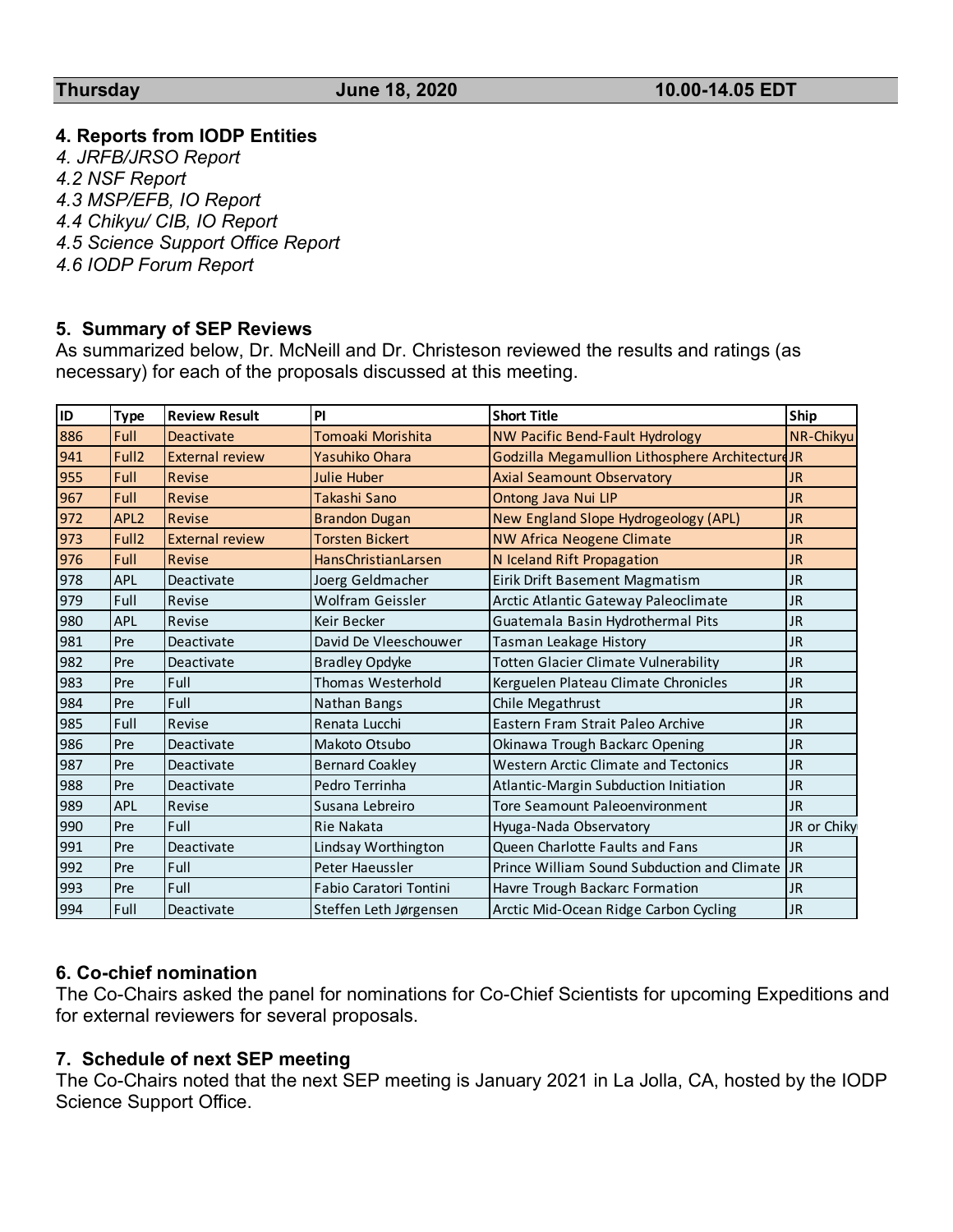| Thursday | June 18, 2020 | 10.00-14.05 EDT |
|---|---|---|

## 4. Reports from IODP Entities

*4. JRFB/JRSO Report*
*4.2 NSF Report*
*4.3 MSP/EFB, IO Report*
*4.4 Chikyu/ CIB, IO Report*
*4.5 Science Support Office Report*
*4.6 IODP Forum Report*

## 5. Summary of SEP Reviews

As summarized below, Dr. McNeill and Dr. Christeson reviewed the results and ratings (as necessary) for each of the proposals discussed at this meeting.

| ID | Type | Review Result | PI | Short Title | Ship |
|---|---|---|---|---|---|
| 886 | Full | Deactivate | Tomoaki Morishita | NW Pacific Bend-Fault Hydrology | NR-Chikyu |
| 941 | Full2 | External review | Yasuhiko Ohara | Godzilla Megamullion Lithosphere Architecture | JR |
| 955 | Full | Revise | Julie Huber | Axial Seamount Observatory | JR |
| 967 | Full | Revise | Takashi Sano | Ontong Java Nui LIP | JR |
| 972 | APL2 | Revise | Brandon Dugan | New England Slope Hydrogeology (APL) | JR |
| 973 | Full2 | External review | Torsten Bickert | NW Africa Neogene Climate | JR |
| 976 | Full | Revise | HansChristianLarsen | N Iceland Rift Propagation | JR |
| 978 | APL | Deactivate | Joerg Geldmacher | Eirik Drift Basement Magmatism | JR |
| 979 | Full | Revise | Wolfram Geissler | Arctic Atlantic Gateway Paleoclimate | JR |
| 980 | APL | Revise | Keir Becker | Guatemala Basin Hydrothermal Pits | JR |
| 981 | Pre | Deactivate | David De Vleeschouwer | Tasman Leakage History | JR |
| 982 | Pre | Deactivate | Bradley Opdyke | Totten Glacier Climate Vulnerability | JR |
| 983 | Pre | Full | Thomas Westerhold | Kerguelen Plateau Climate Chronicles | JR |
| 984 | Pre | Full | Nathan Bangs | Chile Megathrust | JR |
| 985 | Full | Revise | Renata Lucchi | Eastern Fram Strait Paleo Archive | JR |
| 986 | Pre | Deactivate | Makoto Otsubo | Okinawa Trough Backarc Opening | JR |
| 987 | Pre | Deactivate | Bernard Coakley | Western Arctic Climate and Tectonics | JR |
| 988 | Pre | Deactivate | Pedro Terrinha | Atlantic-Margin Subduction Initiation | JR |
| 989 | APL | Revise | Susana Lebreiro | Tore Seamount Paleoenvironment | JR |
| 990 | Pre | Full | Rie Nakata | Hyuga-Nada Observatory | JR or Chikyu |
| 991 | Pre | Deactivate | Lindsay Worthington | Queen Charlotte Faults and Fans | JR |
| 992 | Pre | Full | Peter Haeussler | Prince William Sound Subduction and Climate | JR |
| 993 | Pre | Full | Fabio Caratori Tontini | Havre Trough Backarc Formation | JR |
| 994 | Full | Deactivate | Steffen Leth Jørgensen | Arctic Mid-Ocean Ridge Carbon Cycling | JR |

## 6. Co-chief nomination

The Co-Chairs asked the panel for nominations for Co-Chief Scientists for upcoming Expeditions and for external reviewers for several proposals.

## 7. Schedule of next SEP meeting

The Co-Chairs noted that the next SEP meeting is January 2021 in La Jolla, CA, hosted by the IODP Science Support Office.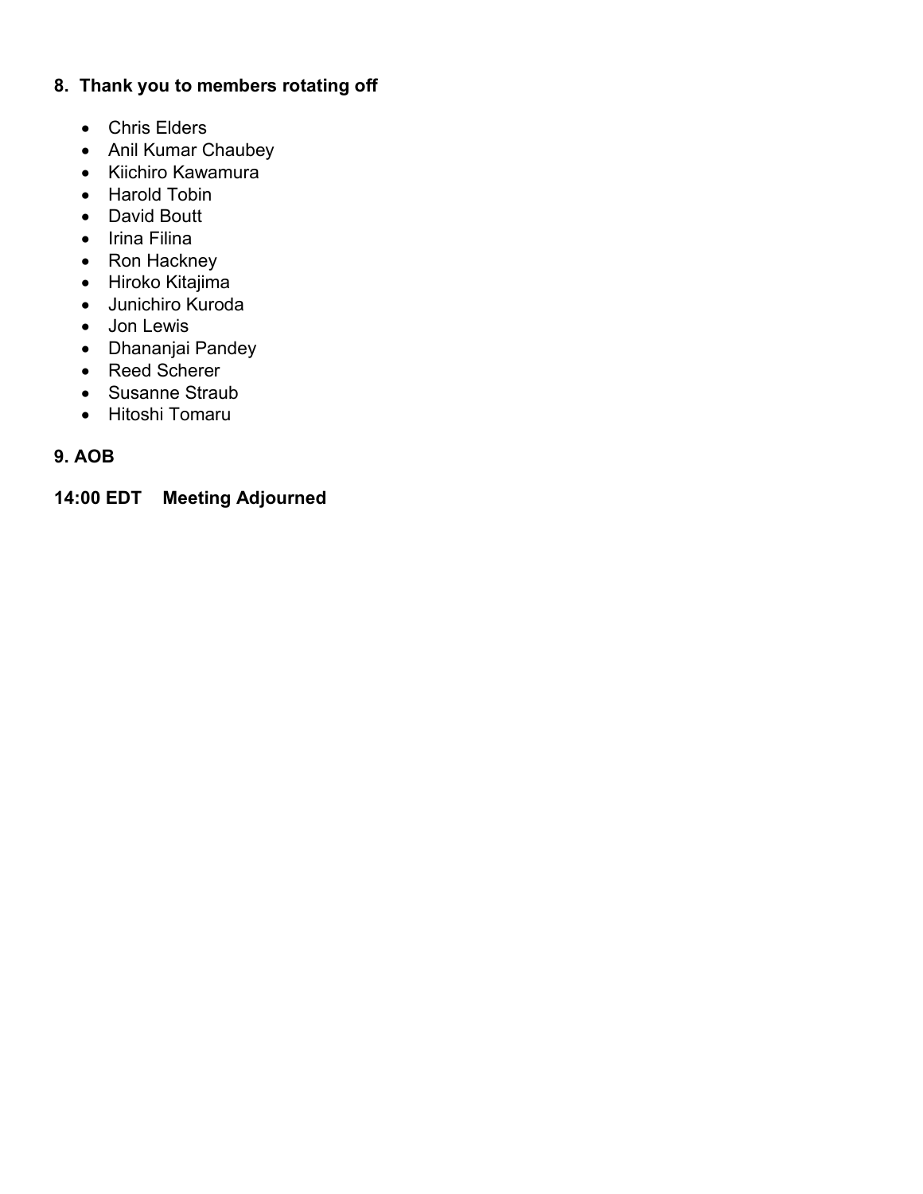## 8. Thank you to members rotating off

- Chris Elders
- Anil Kumar Chaubey
- Kiichiro Kawamura
- Harold Tobin
- David Boutt
- Irina Filina
- Ron Hackney
- Hiroko Kitajima
- Junichiro Kuroda
- Jon Lewis
- Dhananjai Pandey
- Reed Scherer
- Susanne Straub
- Hitoshi Tomaru

## 9. AOB

**14:00 EDT Meeting Adjourned**